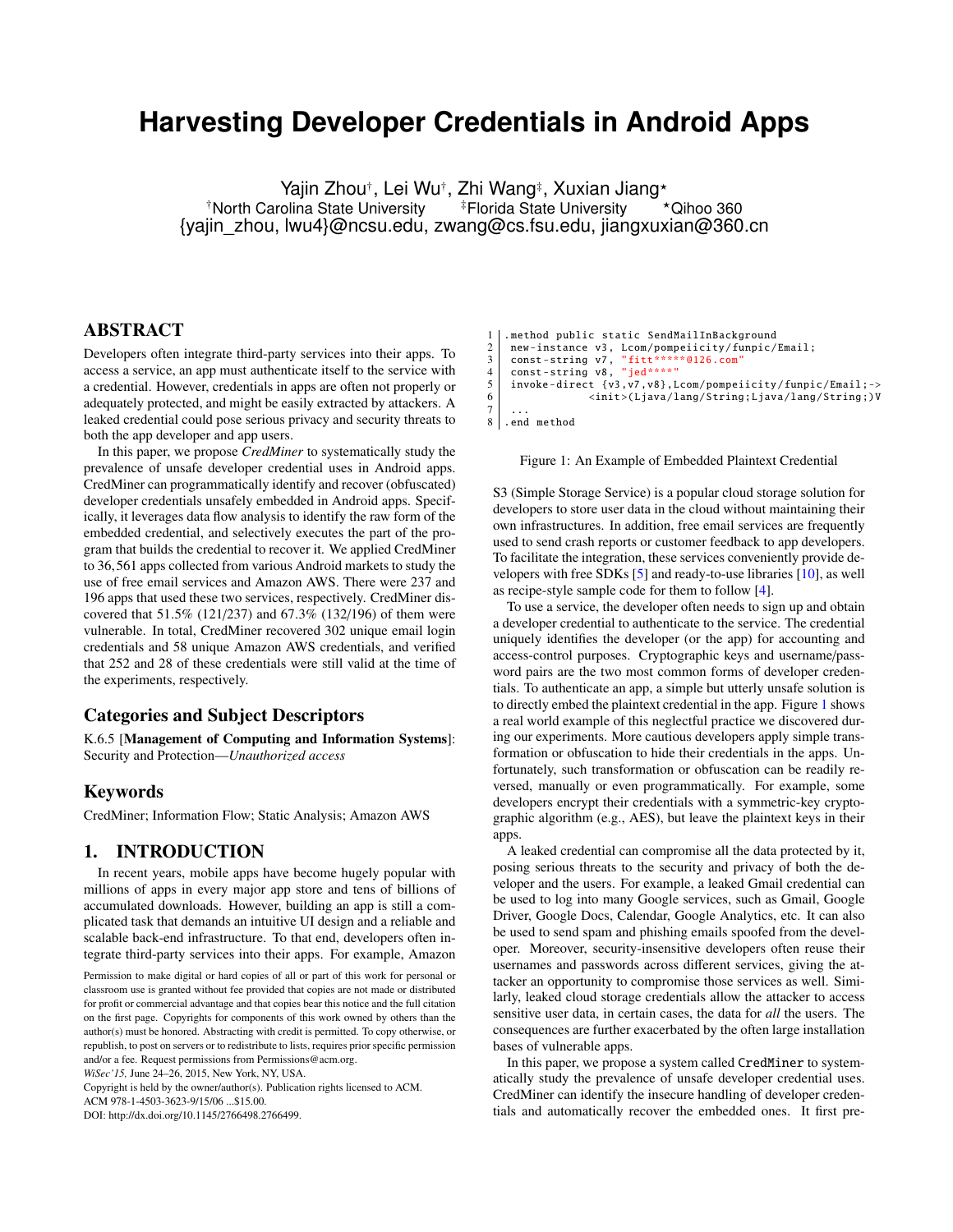# Harvesting Developer Credentials in Android Apps

Yajin Zhou[†], Lei Wu[†], Zhi Wang[‡], Xuxian Jiang[⋆]
[†]North Carolina State University [‡]Florida State University [⋆]Qihoo 360
{yajin_zhou, lwu4}@ncsu.edu, zwang@cs.fsu.edu, jiangxuxian@360.cn

## ABSTRACT

Developers often integrate third-party services into their apps. To access a service, an app must authenticate itself to the service with a credential. However, credentials in apps are often not properly or adequately protected, and might be easily extracted by attackers. A leaked credential could pose serious privacy and security threats to both the app developer and app users.

In this paper, we propose *CredMiner* to systematically study the prevalence of unsafe developer credential uses in Android apps. CredMiner can programmatically identify and recover (obfuscated) developer credentials unsafely embedded in Android apps. Specifically, it leverages data flow analysis to identify the raw form of the embedded credential, and selectively executes the part of the program that builds the credential to recover it. We applied CredMiner to 36,561 apps collected from various Android markets to study the use of free email services and Amazon AWS. There were 237 and 196 apps that used these two services, respectively. CredMiner discovered that 51.5% (121/237) and 67.3% (132/196) of them were vulnerable. In total, CredMiner recovered 302 unique email login credentials and 58 unique Amazon AWS credentials, and verified that 252 and 28 of these credentials were still valid at the time of the experiments, respectively.

## Categories and Subject Descriptors

K.6.5 [**Management of Computing and Information Systems**]: Security and Protection—*Unauthorized access*

## Keywords

CredMiner; Information Flow; Static Analysis; Amazon AWS

## 1. INTRODUCTION

In recent years, mobile apps have become hugely popular with millions of apps in every major app store and tens of billions of accumulated downloads. However, building an app is still a complicated task that demands an intuitive UI design and a reliable and scalable back-end infrastructure. To that end, developers often integrate third-party services into their apps. For example, Amazon S3 (Simple Storage Service) is a popular cloud storage solution for developers to store user data in the cloud without maintaining their own infrastructures. In addition, free email services are frequently used to send crash reports or customer feedback to app developers. To facilitate the integration, these services conveniently provide developers with free SDKs [5] and ready-to-use libraries [10], as well as recipe-style sample code for them to follow [4].

```
1 .method public static SendMailInBackground
2   new-instance v3, Lcom/pompeiicity/funpic/Email;
3   const-string v7, "fitt*****@126.com"
4   const-string v8, "jed****"
5   invoke-direct {v3,v7,v8},Lcom/pompeiicity/funpic/Email;->
6             <init>(Ljava/lang/String;Ljava/lang/String;)V
7   ...
8 .end method
```

Figure 1: An Example of Embedded Plaintext Credential

To use a service, the developer often needs to sign up and obtain a developer credential to authenticate to the service. The credential uniquely identifies the developer (or the app) for accounting and access-control purposes. Cryptographic keys and username/password pairs are the two most common forms of developer credentials. To authenticate an app, a simple but utterly unsafe solution is to directly embed the plaintext credential in the app. Figure 1 shows a real world example of this neglectful practice we discovered during our experiments. More cautious developers apply simple transformation or obfuscation to hide their credentials in the apps. Unfortunately, such transformation or obfuscation can be readily reversed, manually or even programmatically. For example, some developers encrypt their credentials with a symmetric-key cryptographic algorithm (e.g., AES), but leave the plaintext keys in their apps.

A leaked credential can compromise all the data protected by it, posing serious threats to the security and privacy of both the developer and the users. For example, a leaked Gmail credential can be used to log into many Google services, such as Gmail, Google Driver, Google Docs, Calendar, Google Analytics, etc. It can also be used to send spam and phishing emails spoofed from the developer. Moreover, security-insensitive developers often reuse their usernames and passwords across different services, giving the attacker an opportunity to compromise those services as well. Similarly, leaked cloud storage credentials allow the attacker to access sensitive user data, in certain cases, the data for *all* the users. The consequences are further exacerbated by the often large installation bases of vulnerable apps.

In this paper, we propose a system called CredMiner to systematically study the prevalence of unsafe developer credential uses. CredMiner can identify the insecure handling of developer credentials and automatically recover the embedded ones. It first pre-

Permission to make digital or hard copies of all or part of this work for personal or classroom use is granted without fee provided that copies are not made or distributed for profit or commercial advantage and that copies bear this notice and the full citation on the first page. Copyrights for components of this work owned by others than the author(s) must be honored. Abstracting with credit is permitted. To copy otherwise, or republish, to post on servers or to redistribute to lists, requires prior specific permission and/or a fee. Request permissions from Permissions@acm.org.
*WiSec'15,* June 24–26, 2015, New York, NY, USA.
Copyright is held by the owner/author(s). Publication rights licensed to ACM.
ACM 978-1-4503-3623-9/15/06 ...$15.00.
DOI: http://dx.doi.org/10.1145/2766498.2766499.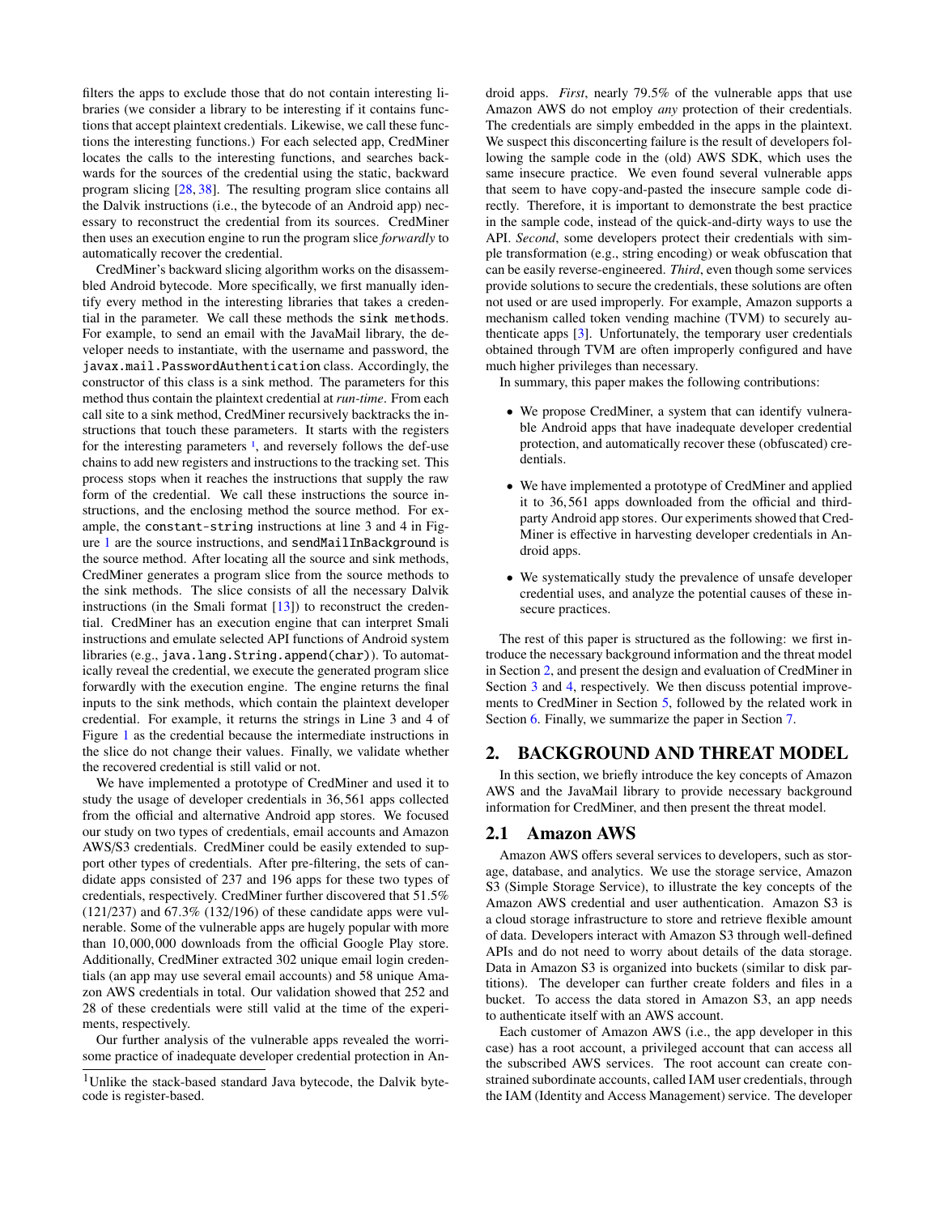filters the apps to exclude those that do not contain interesting libraries (we consider a library to be interesting if it contains functions that accept plaintext credentials. Likewise, we call these functions the interesting functions.) For each selected app, CredMiner locates the calls to the interesting functions, and searches backwards for the sources of the credential using the static, backward program slicing [28, 38]. The resulting program slice contains all the Dalvik instructions (i.e., the bytecode of an Android app) necessary to reconstruct the credential from its sources. CredMiner then uses an execution engine to run the program slice *forwardly* to automatically recover the credential.

CredMiner's backward slicing algorithm works on the disassembled Android bytecode. More specifically, we first manually identify every method in the interesting libraries that takes a credential in the parameter. We call these methods the `sink methods`. For example, to send an email with the JavaMail library, the developer needs to instantiate, with the username and password, the `javax.mail.PasswordAuthentication` class. Accordingly, the constructor of this class is a sink method. The parameters for this method thus contain the plaintext credential at *run-time*. From each call site to a sink method, CredMiner recursively backtracks the instructions that touch these parameters. It starts with the registers for the interesting parameters [1], and reversely follows the def-use chains to add new registers and instructions to the tracking set. This process stops when it reaches the instructions that supply the raw form of the credential. We call these instructions the source instructions, and the enclosing method the source method. For example, the `constant-string` instructions at line 3 and 4 in Figure 1 are the source instructions, and `sendMailInBackground` is the source method. After locating all the source and sink methods, CredMiner generates a program slice from the source methods to the sink methods. The slice consists of all the necessary Dalvik instructions (in the Smali format [13]) to reconstruct the credential. CredMiner has an execution engine that can interpret Smali instructions and emulate selected API functions of Android system libraries (e.g., `java.lang.String.append(char)`). To automatically reveal the credential, we execute the generated program slice forwardly with the execution engine. The engine returns the final inputs to the sink methods, which contain the plaintext developer credential. For example, it returns the strings in Line 3 and 4 of Figure 1 as the credential because the intermediate instructions in the slice do not change their values. Finally, we validate whether the recovered credential is still valid or not.

We have implemented a prototype of CredMiner and used it to study the usage of developer credentials in 36,561 apps collected from the official and alternative Android app stores. We focused our study on two types of credentials, email accounts and Amazon AWS/S3 credentials. CredMiner could be easily extended to support other types of credentials. After pre-filtering, the sets of candidate apps consisted of 237 and 196 apps for these two types of credentials, respectively. CredMiner further discovered that 51.5% (121/237) and 67.3% (132/196) of these candidate apps were vulnerable. Some of the vulnerable apps are hugely popular with more than 10,000,000 downloads from the official Google Play store. Additionally, CredMiner extracted 302 unique email login credentials (an app may use several email accounts) and 58 unique Amazon AWS credentials in total. Our validation showed that 252 and 28 of these credentials were still valid at the time of the experiments, respectively.

Our further analysis of the vulnerable apps revealed the worrisome practice of inadequate developer credential protection in Android apps. *First*, nearly 79.5% of the vulnerable apps that use Amazon AWS do not employ *any* protection of their credentials. The credentials are simply embedded in the apps in the plaintext. We suspect this disconcerting failure is the result of developers following the sample code in the (old) AWS SDK, which uses the same insecure practice. We even found several vulnerable apps that seem to have copy-and-pasted the insecure sample code directly. Therefore, it is important to demonstrate the best practice in the sample code, instead of the quick-and-dirty ways to use the API. *Second*, some developers protect their credentials with simple transformation (e.g., string encoding) or weak obfuscation that can be easily reverse-engineered. *Third*, even though some services provide solutions to secure the credentials, these solutions are often not used or are used improperly. For example, Amazon supports a mechanism called token vending machine (TVM) to securely authenticate apps [3]. Unfortunately, the temporary user credentials obtained through TVM are often improperly configured and have much higher privileges than necessary.

In summary, this paper makes the following contributions:

- We propose CredMiner, a system that can identify vulnerable Android apps that have inadequate developer credential protection, and automatically recover these (obfuscated) credentials.
- We have implemented a prototype of CredMiner and applied it to 36,561 apps downloaded from the official and third-party Android app stores. Our experiments showed that CredMiner is effective in harvesting developer credentials in Android apps.
- We systematically study the prevalence of unsafe developer credential uses, and analyze the potential causes of these insecure practices.

The rest of this paper is structured as the following: we first introduce the necessary background information and the threat model in Section 2, and present the design and evaluation of CredMiner in Section 3 and 4, respectively. We then discuss potential improvements to CredMiner in Section 5, followed by the related work in Section 6. Finally, we summarize the paper in Section 7.

## 2. BACKGROUND AND THREAT MODEL

In this section, we briefly introduce the key concepts of Amazon AWS and the JavaMail library to provide necessary background information for CredMiner, and then present the threat model.

### 2.1 Amazon AWS

Amazon AWS offers several services to developers, such as storage, database, and analytics. We use the storage service, Amazon S3 (Simple Storage Service), to illustrate the key concepts of the Amazon AWS credential and user authentication. Amazon S3 is a cloud storage infrastructure to store and retrieve flexible amount of data. Developers interact with Amazon S3 through well-defined APIs and do not need to worry about details of the data storage. Data in Amazon S3 is organized into buckets (similar to disk partitions). The developer can further create folders and files in a bucket. To access the data stored in Amazon S3, an app needs to authenticate itself with an AWS account.

Each customer of Amazon AWS (i.e., the app developer in this case) has a root account, a privileged account that can access all the subscribed AWS services. The root account can create constrained subordinate accounts, called IAM user credentials, through the IAM (Identity and Access Management) service. The developer

[1] Unlike the stack-based standard Java bytecode, the Dalvik bytecode is register-based.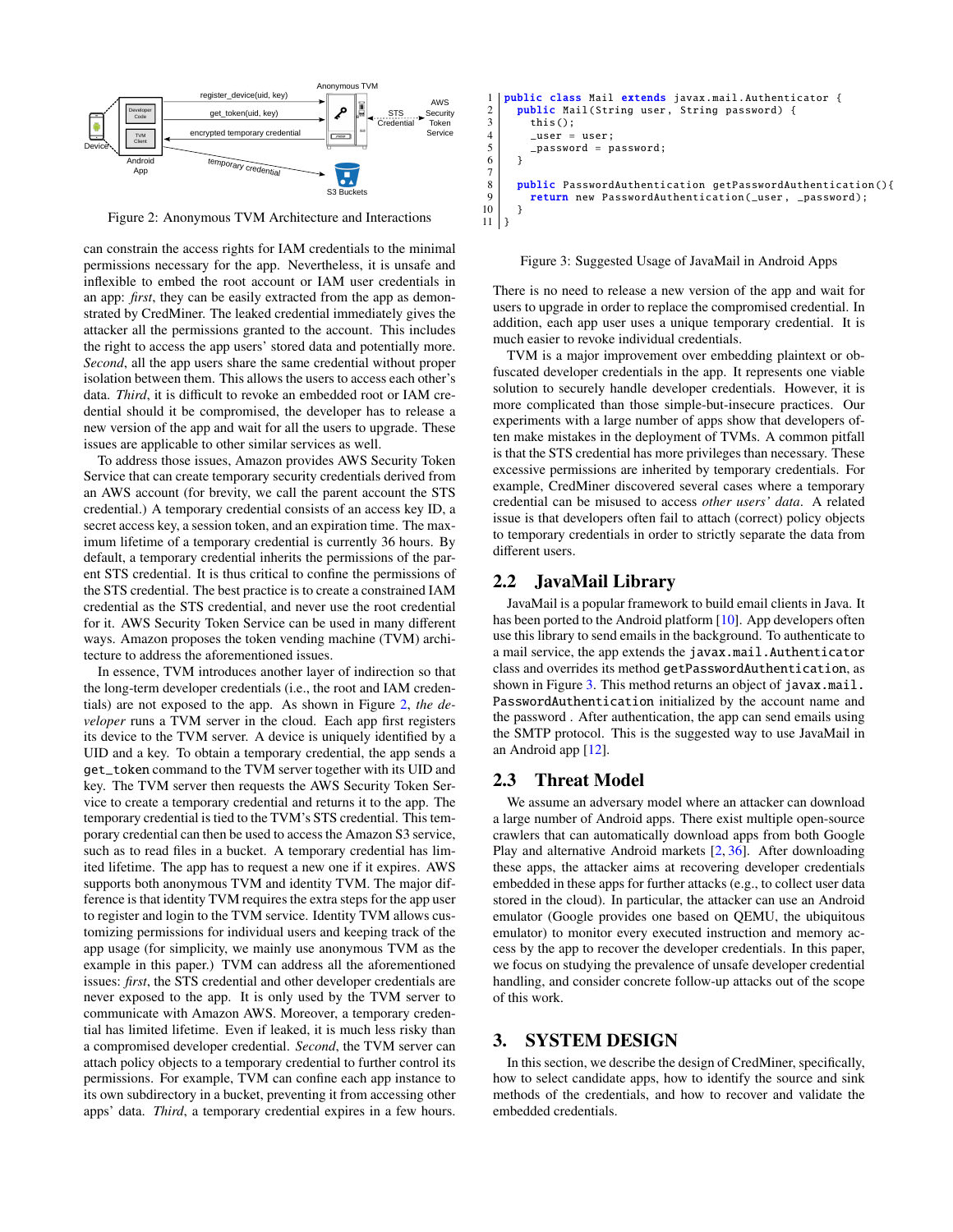Figure 2: Anonymous TVM Architecture and Interactions

can constrain the access rights for IAM credentials to the minimal permissions necessary for the app. Nevertheless, it is unsafe and inflexible to embed the root account or IAM user credentials in an app: *first*, they can be easily extracted from the app as demonstrated by CredMiner. The leaked credential immediately gives the attacker all the permissions granted to the account. This includes the right to access the app users' stored data and potentially more. *Second*, all the app users share the same credential without proper isolation between them. This allows the users to access each other's data. *Third*, it is difficult to revoke an embedded root or IAM credential should it be compromised, the developer has to release a new version of the app and wait for all the users to upgrade. These issues are applicable to other similar services as well.

To address those issues, Amazon provides AWS Security Token Service that can create temporary security credentials derived from an AWS account (for brevity, we call the parent account the STS credential.) A temporary credential consists of an access key ID, a secret access key, a session token, and an expiration time. The maximum lifetime of a temporary credential is currently 36 hours. By default, a temporary credential inherits the permissions of the parent STS credential. It is thus critical to confine the permissions of the STS credential. The best practice is to create a constrained IAM credential as the STS credential, and never use the root credential for it. AWS Security Token Service can be used in many different ways. Amazon proposes the token vending machine (TVM) architecture to address the aforementioned issues.

In essence, TVM introduces another layer of indirection so that the long-term developer credentials (i.e., the root and IAM credentials) are not exposed to the app. As shown in Figure 2, *the developer* runs a TVM server in the cloud. Each app first registers its device to the TVM server. A device is uniquely identified by a UID and a key. To obtain a temporary credential, the app sends a `get_token` command to the TVM server together with its UID and key. The TVM server then requests the AWS Security Token Service to create a temporary credential and returns it to the app. The temporary credential is tied to the TVM's STS credential. This temporary credential can then be used to access the Amazon S3 service, such as to read files in a bucket. A temporary credential has limited lifetime. The app has to request a new one if it expires. AWS supports both anonymous TVM and identity TVM. The major difference is that identity TVM requires the extra steps for the app user to register and login to the TVM service. Identity TVM allows customizing permissions for individual users and keeping track of the app usage (for simplicity, we mainly use anonymous TVM as the example in this paper.) TVM can address all the aforementioned issues: *first*, the STS credential and other developer credentials are never exposed to the app. It is only used by the TVM server to communicate with Amazon AWS. Moreover, a temporary credential has limited lifetime. Even if leaked, it is much less risky than a compromised developer credential. *Second*, the TVM server can attach policy objects to a temporary credential to further control its permissions. For example, TVM can confine each app instance to its own subdirectory in a bucket, preventing it from accessing other apps' data. *Third*, a temporary credential expires in a few hours. There is no need to release a new version of the app and wait for users to upgrade in order to replace the compromised credential. In addition, each app user uses a unique temporary credential. It is much easier to revoke individual credentials.

TVM is a major improvement over embedding plaintext or obfuscated developer credentials in the app. It represents one viable solution to securely handle developer credentials. However, it is more complicated than those simple-but-insecure practices. Our experiments with a large number of apps show that developers often make mistakes in the deployment of TVMs. A common pitfall is that the STS credential has more privileges than necessary. These excessive permissions are inherited by temporary credentials. For example, CredMiner discovered several cases where a temporary credential can be misused to access *other users' data*. A related issue is that developers often fail to attach (correct) policy objects to temporary credentials in order to strictly separate the data from different users.

```
1  public class Mail extends javax.mail.Authenticator {
2    public Mail(String user, String password) {
3      this();
4      _user = user;
5      _password = password;
6    }
7
8    public PasswordAuthentication getPasswordAuthentication(){
9      return new PasswordAuthentication(_user, _password);
10   }
11 }
```

Figure 3: Suggested Usage of JavaMail in Android Apps

## 2.2 JavaMail Library

JavaMail is a popular framework to build email clients in Java. It has been ported to the Android platform [10]. App developers often use this library to send emails in the background. To authenticate to a mail service, the app extends the `javax.mail.Authenticator` class and overrides its method `getPasswordAuthentication`, as shown in Figure 3. This method returns an object of `javax.mail.PasswordAuthentication` initialized by the account name and the password . After authentication, the app can send emails using the SMTP protocol. This is the suggested way to use JavaMail in an Android app [12].

## 2.3 Threat Model

We assume an adversary model where an attacker can download a large number of Android apps. There exist multiple open-source crawlers that can automatically download apps from both Google Play and alternative Android markets [2, 36]. After downloading these apps, the attacker aims at recovering developer credentials embedded in these apps for further attacks (e.g., to collect user data stored in the cloud). In particular, the attacker can use an Android emulator (Google provides one based on QEMU, the ubiquitous emulator) to monitor every executed instruction and memory access by the app to recover the developer credentials. In this paper, we focus on studying the prevalence of unsafe developer credential handling, and consider concrete follow-up attacks out of the scope of this work.

# 3. SYSTEM DESIGN

In this section, we describe the design of CredMiner, specifically, how to select candidate apps, how to identify the source and sink methods of the credentials, and how to recover and validate the embedded credentials.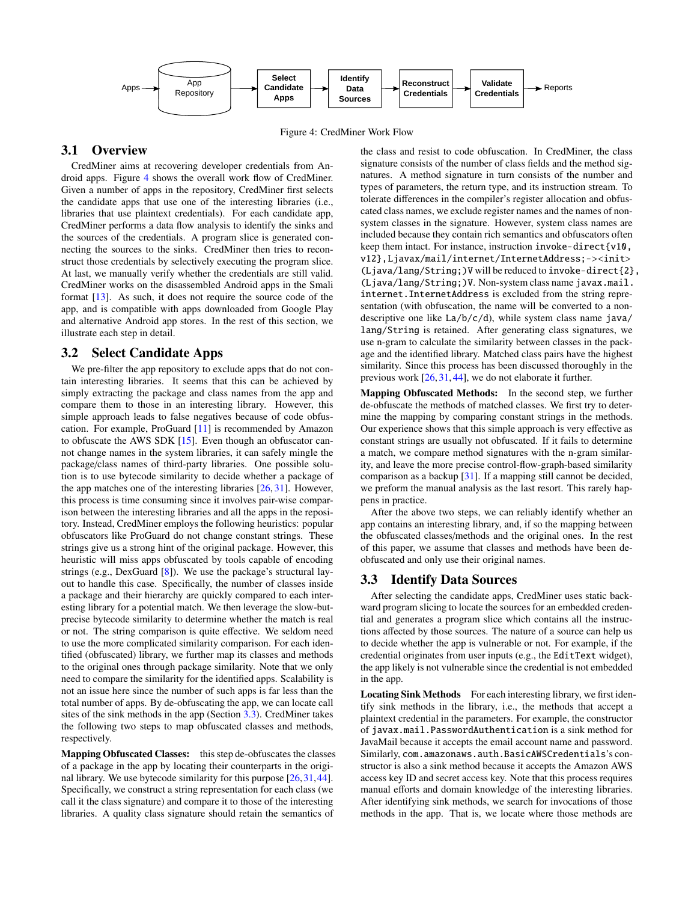Apps → App Repository → Select Candidate Apps → Identify Data Sources → Reconstruct Credentials → Validate Credentials → Reports

Figure 4: CredMiner Work Flow

## 3.1 Overview

CredMiner aims at recovering developer credentials from Android apps. Figure 4 shows the overall work flow of CredMiner. Given a number of apps in the repository, CredMiner first selects the candidate apps that use one of the interesting libraries (i.e., libraries that use plaintext credentials). For each candidate app, CredMiner performs a data flow analysis to identify the sinks and the sources of the credentials. A program slice is generated connecting the sources to the sinks. CredMiner then tries to reconstruct those credentials by selectively executing the program slice. At last, we manually verify whether the credentials are still valid. CredMiner works on the disassembled Android apps in the Smali format [13]. As such, it does not require the source code of the app, and is compatible with apps downloaded from Google Play and alternative Android app stores. In the rest of this section, we illustrate each step in detail.

## 3.2 Select Candidate Apps

We pre-filter the app repository to exclude apps that do not contain interesting libraries. It seems that this can be achieved by simply extracting the package and class names from the app and compare them to those in an interesting library. However, this simple approach leads to false negatives because of code obfuscation. For example, ProGuard [11] is recommended by Amazon to obfuscate the AWS SDK [15]. Even though an obfuscator cannot change names in the system libraries, it can safely mingle the package/class names of third-party libraries. One possible solution is to use bytecode similarity to decide whether a package of the app matches one of the interesting libraries [26, 31]. However, this process is time consuming since it involves pair-wise comparison between the interesting libraries and all the apps in the repository. Instead, CredMiner employs the following heuristics: popular obfuscators like ProGuard do not change constant strings. These strings give us a strong hint of the original package. However, this heuristic will miss apps obfuscated by tools capable of encoding strings (e.g., DexGuard [8]). We use the package's structural layout to handle this case. Specifically, the number of classes inside a package and their hierarchy are quickly compared to each interesting library for a potential match. We then leverage the slow-but-precise bytecode similarity to determine whether the match is real or not. The string comparison is quite effective. We seldom need to use the more complicated similarity comparison. For each identified (obfuscated) library, we further map its classes and methods to the original ones through package similarity. Note that we only need to compare the similarity for the identified apps. Scalability is not an issue here since the number of such apps is far less than the total number of apps. By de-obfuscating the app, we can locate call sites of the sink methods in the app (Section 3.3). CredMiner takes the following two steps to map obfuscated classes and methods, respectively.

**Mapping Obfuscated Classes:** this step de-obfuscates the classes of a package in the app by locating their counterparts in the original library. We use bytecode similarity for this purpose [26,31,44]. Specifically, we construct a string representation for each class (we call it the class signature) and compare it to those of the interesting libraries. A quality class signature should retain the semantics of the class and resist to code obfuscation. In CredMiner, the class signature consists of the number of class fields and the method signatures. A method signature in turn consists of the number and types of parameters, the return type, and its instruction stream. To tolerate differences in the compiler's register allocation and obfuscated class names, we exclude register names and the names of non-system classes in the signature. However, system class names are included because they contain rich semantics and obfuscators often keep them intact. For instance, instruction `invoke-direct{v10, v12},Ljavax/mail/internet/InternetAddress;-><init>(Ljava/lang/String;)V` will be reduced to `invoke-direct{2}, (Ljava/lang/String;)V`. Non-system class name `javax.mail.internet.InternetAddress` is excluded from the string representation (with obfuscation, the name will be converted to a non-descriptive one like `La/b/c/d`), while system class name `java/lang/String` is retained. After generating class signatures, we use n-gram to calculate the similarity between classes in the package and the identified library. Matched class pairs have the highest similarity. Since this process has been discussed thoroughly in the previous work [26, 31, 44], we do not elaborate it further.

**Mapping Obfuscated Methods:** In the second step, we further de-obfuscate the methods of matched classes. We first try to determine the mapping by comparing constant strings in the methods. Our experience shows that this simple approach is very effective as constant strings are usually not obfuscated. If it fails to determine a match, we compare method signatures with the n-gram similarity, and leave the more precise control-flow-graph-based similarity comparison as a backup [31]. If a mapping still cannot be decided, we preform the manual analysis as the last resort. This rarely happens in practice.

After the above two steps, we can reliably identify whether an app contains an interesting library, and, if so the mapping between the obfuscated classes/methods and the original ones. In the rest of this paper, we assume that classes and methods have been de-obfuscated and only use their original names.

## 3.3 Identify Data Sources

After selecting the candidate apps, CredMiner uses static backward program slicing to locate the sources for an embedded credential and generates a program slice which contains all the instructions affected by those sources. The nature of a source can help us to decide whether the app is vulnerable or not. For example, if the credential originates from user inputs (e.g., the `EditText` widget), the app likely is not vulnerable since the credential is not embedded in the app.

**Locating Sink Methods** For each interesting library, we first identify sink methods in the library, i.e., the methods that accept a plaintext credential in the parameters. For example, the constructor of `javax.mail.PasswordAuthentication` is a sink method for JavaMail because it accepts the email account name and password. Similarly, `com.amazonaws.auth.BasicAWSCredentials`'s constructor is also a sink method because it accepts the Amazon AWS access key ID and secret access key. Note that this process requires manual efforts and domain knowledge of the interesting libraries. After identifying sink methods, we search for invocations of those methods in the app. That is, we locate where those methods are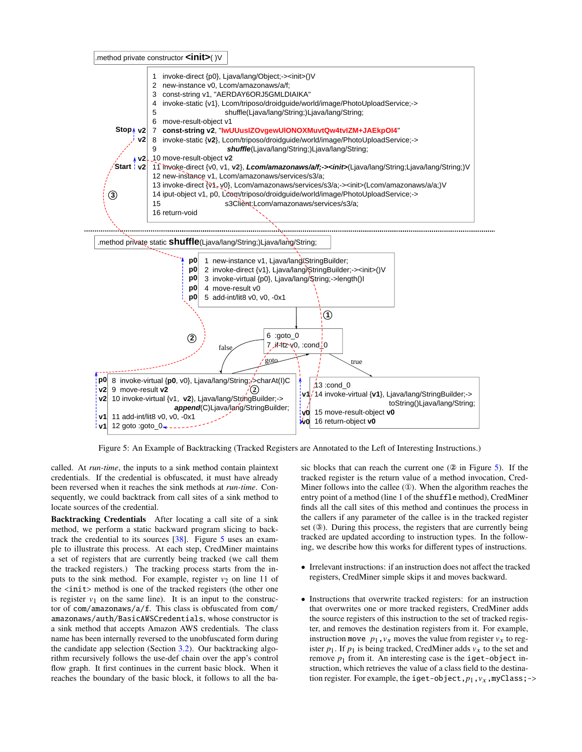```
.method private constructor <init>( )V

1  invoke-direct {p0}, Ljava/lang/Object;-><init>()V
2  new-instance v0, Lcom/amazonaws/a/f;
3  const-string v1, "AERDAY6ORJ5GMLDIAIKA"
4  invoke-static {v1}, Lcom/triposo/droidguide/world/image/PhotoUploadService;->
5                  shuffle(Ljava/lang/String;)Ljava/lang/String;
6  move-result-object v1
7  const-string v2, "IwUUusIZOvgewUIONOXMuvtQw4tvIZM+JAEkpOI4"
8  invoke-static {v2}, Lcom/triposo/droidguide/world/image/PhotoUploadService;->
9                  shuffle(Ljava/lang/String;)Ljava/lang/String;
10 move-result-object v2
11 invoke-direct {v0, v1, v2}, Lcom/amazonaws/a/f;-><init>(Ljava/lang/String;Ljava/lang/String;)V
12 new-instance v1, Lcom/amazonaws/services/s3/a;
13 invoke-direct {v1, v0}, Lcom/amazonaws/services/s3/a;-><init>(Lcom/amazonaws/a/a;)V
14 iput-object v1, p0, Lcom/triposo/droidguide/world/image/PhotoUploadService;->
15                 s3Client:Lcom/amazonaws/services/s3/a;
16 return-void

.method private static shuffle(Ljava/lang/String;)Ljava/lang/String;

1  new-instance v1, Ljava/lang/StringBuilder;
2  invoke-direct {v1}, Ljava/lang/StringBuilder;-><init>()V
3  invoke-virtual {p0}, Ljava/lang/String;->length()I
4  move-result v0
5  add-int/lit8 v0, v0, -0x1

6  :goto_0
7  if-ltz v0, :cond_0

8  invoke-virtual {p0, v0}, Ljava/lang/String;->charAt(I)C
9  move-result v2
10 invoke-virtual {v1, v2}, Ljava/lang/StringBuilder;->
                append(C)Ljava/lang/StringBuilder;
11 add-int/lit8 v0, v0, -0x1
12 goto :goto_0

13 :cond_0
14 invoke-virtual {v1}, Ljava/lang/StringBuilder;->
                toString()Ljava/lang/String;
15 move-result-object v0
16 return-object v0
```

Figure 5: An Example of Backtracking (Tracked Registers are Annotated to the Left of Interesting Instructions.)

called. At *run-time*, the inputs to a sink method contain plaintext credentials. If the credential is obfuscated, it must have already been reversed when it reaches the sink methods at *run-time*. Consequently, we could backtrack from call sites of a sink method to locate sources of the credential.

**Backtracking Credentials** After locating a call site of a sink method, we perform a static backward program slicing to backtrack the credential to its sources [38]. Figure 5 uses an example to illustrate this process. At each step, CredMiner maintains a set of registers that are currently being tracked (we call them the tracked registers.) The tracking process starts from the inputs to the sink method. For example, register $v_2$ on line 11 of the `<init>` method is one of the tracked registers (the other one is register $v_1$ on the same line). It is an input to the constructor of `com/amazonaws/a/f`. This class is obfuscated from `com/amazonaws/auth/BasicAWSCredentials`, whose constructor is a sink method that accepts Amazon AWS credentials. The class name has been internally reversed to the unobfuscated form during the candidate app selection (Section 3.2). Our backtracking algorithm recursively follows the use-def chain over the app's control flow graph. It first continues in the current basic block. When it reaches the boundary of the basic block, it follows to all the basic blocks that can reach the current one (② in Figure 5). If the tracked register is the return value of a method invocation, CredMiner follows into the callee (①). When the algorithm reaches the entry point of a method (line 1 of the `shuffle` method), CredMiner finds all the call sites of this method and continues the process in the callers if any parameter of the callee is in the tracked register set (③). During this process, the registers that are currently being tracked are updated according to instruction types. In the following, we describe how this works for different types of instructions.

- Irrelevant instructions: if an instruction does not affect the tracked registers, CredMiner simple skips it and moves backward.
- Instructions that overwrite tracked registers: for an instruction that overwrites one or more tracked registers, CredMiner adds the source registers of this instruction to the set of tracked register, and removes the destination registers from it. For example, instruction `move` $p_1, v_x$ moves the value from register $v_x$ to register $p_1$. If $p_1$ is being tracked, CredMiner adds $v_x$ to the set and remove $p_1$ from it. An interesting case is the `iget-object` instruction, which retrieves the value of a class field to the destination register. For example, the `iget-object`, $p_1$, $v_x$, `myClass;->`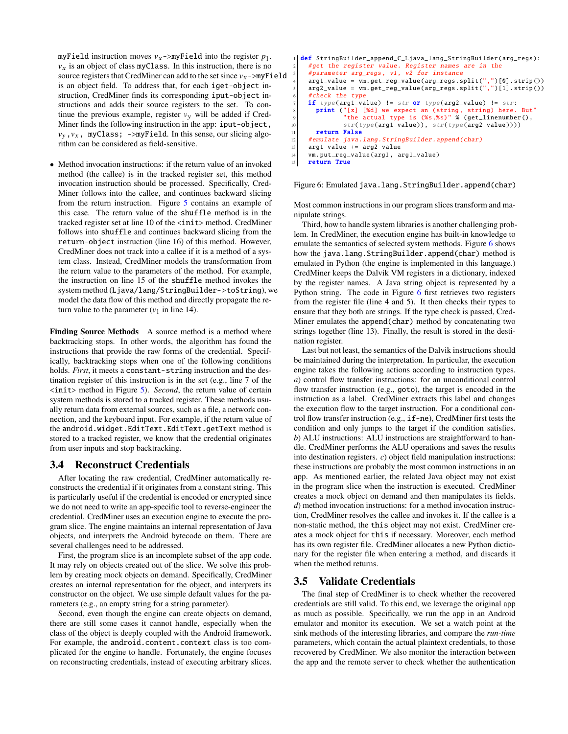myField instruction moves $v_x$->myField into the register $p_1$. $v_x$ is an object of class myClass. In this instruction, there is no source registers that CredMiner can add to the set since $v_x$->myField is an object field. To address that, for each iget-object instruction, CredMiner finds its corresponding iput-object instructions and adds their source registers to the set. To continue the previous example, register $v_y$ will be added if CredMiner finds the following instruction in the app: iput-object, $v_y$,$v_x$, myClass; ->myField. In this sense, our slicing algorithm can be considered as field-sensitive.

- Method invocation instructions: if the return value of an invoked method (the callee) is in the tracked register set, this method invocation instruction should be processed. Specifically, CredMiner follows into the callee, and continues backward slicing from the return instruction. Figure 5 contains an example of this case. The return value of the shuffle method is in the tracked register set at line 10 of the <init> method. CredMiner follows into shuffle and continues backward slicing from the return-object instruction (line 16) of this method. However, CredMiner does not track into a callee if it is a method of a system class. Instead, CredMiner models the transformation from the return value to the parameters of the method. For example, the instruction on line 15 of the shuffle method invokes the system method (Ljava/lang/StringBuilder->toString), we model the data flow of this method and directly propagate the return value to the parameter ($v_1$ in line 14).

**Finding Source Methods** A source method is a method where backtracking stops. In other words, the algorithm has found the instructions that provide the raw forms of the credential. Specifically, backtracking stops when one of the following conditions holds. *First*, it meets a constant-string instruction and the destination register of this instruction is in the set (e.g., line 7 of the <init> method in Figure 5). *Second*, the return value of certain system methods is stored to a tracked register. These methods usually return data from external sources, such as a file, a network connection, and the keyboard input. For example, if the return value of the android.widget.EditText.EditText.getText method is stored to a tracked register, we know that the credential originates from user inputs and stop backtracking.

## 3.4 Reconstruct Credentials

After locating the raw credential, CredMiner automatically reconstructs the credential if it originates from a constant string. This is particularly useful if the credential is encoded or encrypted since we do not need to write an app-specific tool to reverse-engineer the credential. CredMiner uses an execution engine to execute the program slice. The engine maintains an internal representation of Java objects, and interprets the Android bytecode on them. There are several challenges need to be addressed.

First, the program slice is an incomplete subset of the app code. It may rely on objects created out of the slice. We solve this problem by creating mock objects on demand. Specifically, CredMiner creates an internal representation for the object, and interprets its constructor on the object. We use simple default values for the parameters (e.g., an empty string for a string parameter).

Second, even though the engine can create objects on demand, there are still some cases it cannot handle, especially when the class of the object is deeply coupled with the Android framework. For example, the android.content.context class is too complicated for the engine to handle. Fortunately, the engine focuses on reconstructing credentials, instead of executing arbitrary slices.

```
1  def StringBuilder_append_C_Ljava_lang_StringBuilder(arg_regs):
2    #get the register value. Register names are in the
3    #parameter arg_regs, v1, v2 for instance
4    arg1_value = vm.get_reg_value(arg_regs.split(",")[0].strip())
5    arg2_value = vm.get_reg_value(arg_regs.split(",")[1].strip())
6    #check the type
7    if type(arg1_value) != str or type(arg2_value) != str:
8      print ("[x] [%d] we expect an (string, string) here. But"
9             "the actual type is (%s,%s)" % (get_linenumber(),
10            str(type(arg1_value)), str(type(arg2_value))))
11     return False
12   #emulate java.lang.StringBuilder.append(char)
13   arg1_value += arg2_value
14   vm.put_reg_value(arg1, arg1_value)
15   return True
```

Figure 6: Emulated java.lang.StringBuilder.append(char)

Most common instructions in our program slices transform and manipulate strings.

Third, how to handle system libraries is another challenging problem. In CredMiner, the execution engine has built-in knowledge to emulate the semantics of selected system methods. Figure 6 shows how the java.lang.StringBuilder.append(char) method is emulated in Python (the engine is implemented in this language.) CredMiner keeps the Dalvik VM registers in a dictionary, indexed by the register names. A Java string object is represented by a Python string. The code in Figure 6 first retrieves two registers from the register file (line 4 and 5). It then checks their types to ensure that they both are strings. If the type check is passed, CredMiner emulates the append(char) method by concatenating two strings together (line 13). Finally, the result is stored in the destination register.

Last but not least, the semantics of the Dalvik instructions should be maintained during the interpretation. In particular, the execution engine takes the following actions according to instruction types. *a)* control flow transfer instructions: for an unconditional control flow transfer instruction (e.g., goto), the target is encoded in the instruction as a label. CredMiner extracts this label and changes the execution flow to the target instruction. For a conditional control flow transfer instruction (e.g., if-ne), CredMiner first tests the condition and only jumps to the target if the condition satisfies. *b)* ALU instructions: ALU instructions are straightforward to handle. CredMiner performs the ALU operations and saves the results into destination registers. *c)* object field manipulation instructions: these instructions are probably the most common instructions in an app. As mentioned earlier, the related Java object may not exist in the program slice when the instruction is executed. CredMiner creates a mock object on demand and then manipulates its fields. *d)* method invocation instructions: for a method invocation instruction, CredMiner resolves the callee and invokes it. If the callee is a non-static method, the this object may not exist. CredMiner creates a mock object for this if necessary. Moreover, each method has its own register file. CredMiner allocates a new Python dictionary for the register file when entering a method, and discards it when the method returns.

## 3.5 Validate Credentials

The final step of CredMiner is to check whether the recovered credentials are still valid. To this end, we leverage the original app as much as possible. Specifically, we run the app in an Android emulator and monitor its execution. We set a watch point at the sink methods of the interesting libraries, and compare the *run-time* parameters, which contain the actual plaintext credentials, to those recovered by CredMiner. We also monitor the interaction between the app and the remote server to check whether the authentication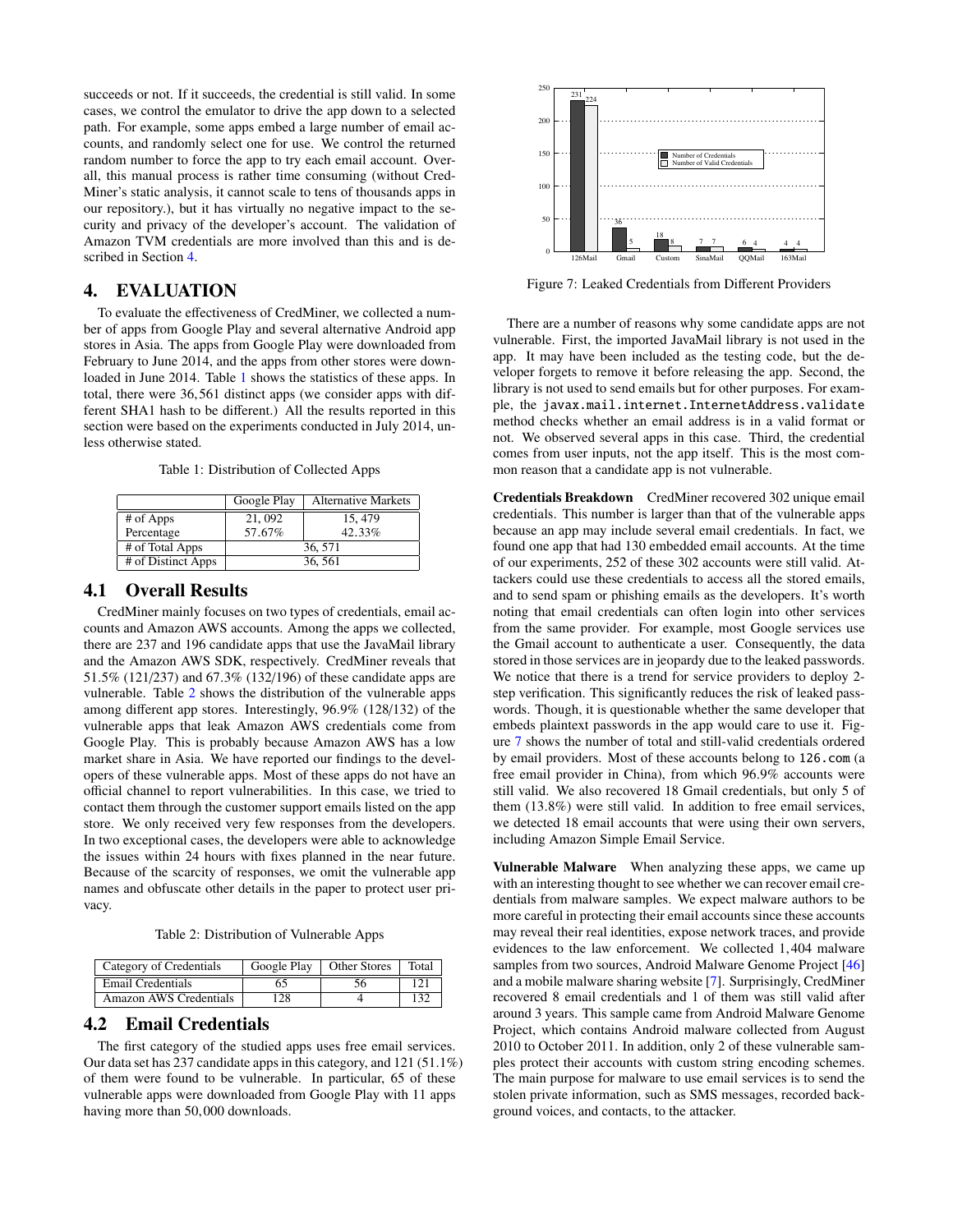succeeds or not. If it succeeds, the credential is still valid. In some cases, we control the emulator to drive the app down to a selected path. For example, some apps embed a large number of email accounts, and randomly select one for use. We control the returned random number to force the app to try each email account. Overall, this manual process is rather time consuming (without CredMiner's static analysis, it cannot scale to tens of thousands apps in our repository.), but it has virtually no negative impact to the security and privacy of the developer's account. The validation of Amazon TVM credentials are more involved than this and is described in Section 4.

# 4. EVALUATION

To evaluate the effectiveness of CredMiner, we collected a number of apps from Google Play and several alternative Android app stores in Asia. The apps from Google Play were downloaded from February to June 2014, and the apps from other stores were downloaded in June 2014. Table 1 shows the statistics of these apps. In total, there were 36,561 distinct apps (we consider apps with different SHA1 hash to be different.) All the results reported in this section were based on the experiments conducted in July 2014, unless otherwise stated.

Table 1: Distribution of Collected Apps

| | Google Play | Alternative Markets |
|---|---|---|
| # of Apps | 21,092 | 15,479 |
| Percentage | 57.67% | 42.33% |
| # of Total Apps | 36,571 | |
| # of Distinct Apps | 36,561 | |

## 4.1 Overall Results

CredMiner mainly focuses on two types of credentials, email accounts and Amazon AWS accounts. Among the apps we collected, there are 237 and 196 candidate apps that use the JavaMail library and the Amazon AWS SDK, respectively. CredMiner reveals that 51.5% (121/237) and 67.3% (132/196) of these candidate apps are vulnerable. Table 2 shows the distribution of the vulnerable apps among different app stores. Interestingly, 96.9% (128/132) of the vulnerable apps that leak Amazon AWS credentials come from Google Play. This is probably because Amazon AWS has a low market share in Asia. We have reported our findings to the developers of these vulnerable apps. Most of these apps do not have an official channel to report vulnerabilities. In this case, we tried to contact them through the customer support emails listed on the app store. We only received very few responses from the developers. In two exceptional cases, the developers were able to acknowledge the issues within 24 hours with fixes planned in the near future. Because of the scarcity of responses, we omit the vulnerable app names and obfuscate other details in the paper to protect user privacy.

Table 2: Distribution of Vulnerable Apps

| Category of Credentials | Google Play | Other Stores | Total |
|---|---|---|---|
| Email Credentials | 65 | 56 | 121 |
| Amazon AWS Credentials | 128 | 4 | 132 |

## 4.2 Email Credentials

The first category of the studied apps uses free email services. Our data set has 237 candidate apps in this category, and 121 (51.1%) of them were found to be vulnerable. In particular, 65 of these vulnerable apps were downloaded from Google Play with 11 apps having more than 50,000 downloads.

| | 126Mail | Gmail | Custom | SinaMail | QQMail | 163Mail |
|---|---|---|---|---|---|---|
| Number of Credentials | 231 | 36 | 18 | 7 | 6 | 4 |
| Number of Valid Credentials | 224 | 5 | 8 | 7 | 4 | 4 |

Figure 7: Leaked Credentials from Different Providers

There are a number of reasons why some candidate apps are not vulnerable. First, the imported JavaMail library is not used in the app. It may have been included as the testing code, but the developer forgets to remove it before releasing the app. Second, the library is not used to send emails but for other purposes. For example, the `javax.mail.internet.InternetAddress.validate` method checks whether an email address is in a valid format or not. We observed several apps in this case. Third, the credential comes from user inputs, not the app itself. This is the most common reason that a candidate app is not vulnerable.

**Credentials Breakdown** CredMiner recovered 302 unique email credentials. This number is larger than that of the vulnerable apps because an app may include several email credentials. In fact, we found one app that had 130 embedded email accounts. At the time of our experiments, 252 of these 302 accounts were still valid. Attackers could use these credentials to access all the stored emails, and to send spam or phishing emails as the developers. It's worth noting that email credentials can often login into other services from the same provider. For example, most Google services use the Gmail account to authenticate a user. Consequently, the data stored in those services are in jeopardy due to the leaked passwords. We notice that there is a trend for service providers to deploy 2-step verification. This significantly reduces the risk of leaked passwords. Though, it is questionable whether the same developer that embeds plaintext passwords in the app would care to use it. Figure 7 shows the number of total and still-valid credentials ordered by email providers. Most of these accounts belong to `126.com` (a free email provider in China), from which 96.9% accounts were still valid. We also recovered 18 Gmail credentials, but only 5 of them (13.8%) were still valid. In addition to free email services, we detected 18 email accounts that were using their own servers, including Amazon Simple Email Service.

**Vulnerable Malware** When analyzing these apps, we came up with an interesting thought to see whether we can recover email credentials from malware samples. We expect malware authors to be more careful in protecting their email accounts since these accounts may reveal their real identities, expose network traces, and provide evidences to the law enforcement. We collected 1,404 malware samples from two sources, Android Malware Genome Project [46] and a mobile malware sharing website [7]. Surprisingly, CredMiner recovered 8 email credentials and 1 of them was still valid after around 3 years. This sample came from Android Malware Genome Project, which contains Android malware collected from August 2010 to October 2011. In addition, only 2 of these vulnerable samples protect their accounts with custom string encoding schemes. The main purpose for malware to use email services is to send the stolen private information, such as SMS messages, recorded background voices, and contacts, to the attacker.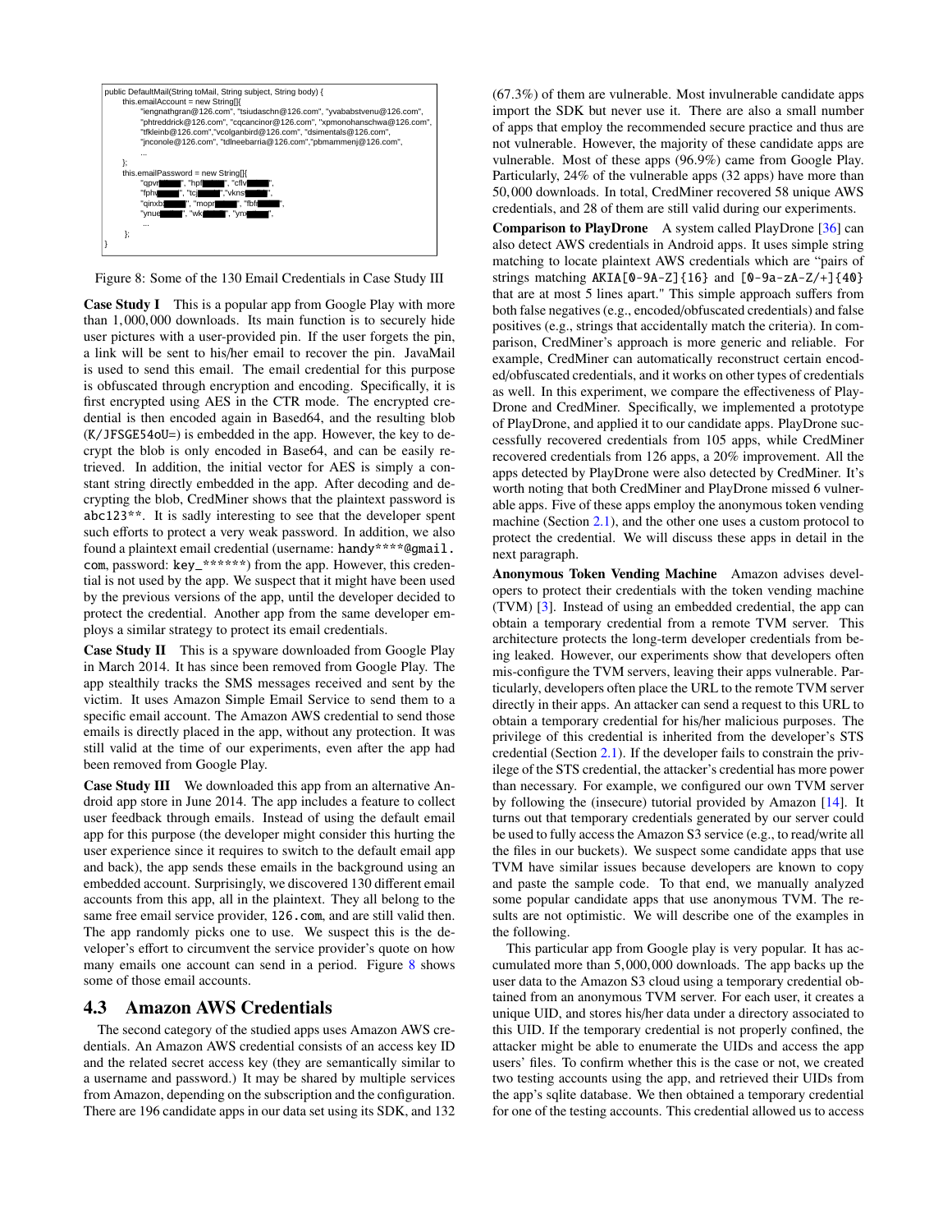```
public DefaultMail(String toMail, String subject, String body) {
    this.emailAccount = new String[]{
        "iengnathgran@126.com", "tsiudaschn@126.com", "yvababstvenu@126.com",
        "phtreddrick@126.com", "cqcancinor@126.com", "xpmonohanschwa@126.com",
        "tfkleinb@126.com","vcolganbird@126.com", "dsimentals@126.com",
        "jnconole@126.com", "tdlneebarria@126.com","pbmammenj@126.com",
        ...
    };
    this.emailPassword = new String[]{
        "qpvr█████", "hpf█████", "cflv█████",
        "fphv█████", "tcj█████","vkns█████",
        "qinxb█████", "mopr█████", "fbfi█████",
        "ynue█████", "wk█████", "yn█████",
        ...
    };
}
```

Figure 8: Some of the 130 Email Credentials in Case Study III

**Case Study I** This is a popular app from Google Play with more than 1,000,000 downloads. Its main function is to securely hide user pictures with a user-provided pin. If the user forgets the pin, a link will be sent to his/her email to recover the pin. JavaMail is used to send this email. The email credential for this purpose is obfuscated through encryption and encoding. Specifically, it is first encrypted using AES in the CTR mode. The encrypted credential is then encoded again in Based64, and the resulting blob (`K/JFSGE54oU=`) is embedded in the app. However, the key to decrypt the blob is only encoded in Base64, and can be easily retrieved. In addition, the initial vector for AES is simply a constant string directly embedded in the app. After decoding and decrypting the blob, CredMiner shows that the plaintext password is `abc123**`. It is sadly interesting to see that the developer spent such efforts to protect a very weak password. In addition, we also found a plaintext email credential (username: `handy****@gmail.com`, password: `key_******`) from the app. However, this credential is not used by the app. We suspect that it might have been used by the previous versions of the app, until the developer decided to protect the credential. Another app from the same developer employs a similar strategy to protect its email credentials.

**Case Study II** This is a spyware downloaded from Google Play in March 2014. It has since been removed from Google Play. The app stealthily tracks the SMS messages received and sent by the victim. It uses Amazon Simple Email Service to send them to a specific email account. The Amazon AWS credential to send those emails is directly placed in the app, without any protection. It was still valid at the time of our experiments, even after the app had been removed from Google Play.

**Case Study III** We downloaded this app from an alternative Android app store in June 2014. The app includes a feature to collect user feedback through emails. Instead of using the default email app for this purpose (the developer might consider this hurting the user experience since it requires to switch to the default email app and back), the app sends these emails in the background using an embedded account. Surprisingly, we discovered 130 different email accounts from this app, all in the plaintext. They all belong to the same free email service provider, `126.com`, and are still valid then. The app randomly picks one to use. We suspect this is the developer's effort to circumvent the service provider's quote on how many emails one account can send in a period. Figure 8 shows some of those email accounts.

## 4.3 Amazon AWS Credentials

The second category of the studied apps uses Amazon AWS credentials. An Amazon AWS credential consists of an access key ID and the related secret access key (they are semantically similar to a username and password.) It may be shared by multiple services from Amazon, depending on the subscription and the configuration. There are 196 candidate apps in our data set using its SDK, and 132 (67.3%) of them are vulnerable. Most invulnerable candidate apps import the SDK but never use it. There are also a small number of apps that employ the recommended secure practice and thus are not vulnerable. However, the majority of these candidate apps are vulnerable. Most of these apps (96.9%) came from Google Play. Particularly, 24% of the vulnerable apps (32 apps) have more than 50,000 downloads. In total, CredMiner recovered 58 unique AWS credentials, and 28 of them are still valid during our experiments.

**Comparison to PlayDrone** A system called PlayDrone [36] can also detect AWS credentials in Android apps. It uses simple string matching to locate plaintext AWS credentials which are "pairs of strings matching `AKIA[0-9A-Z]{16}` and `[0-9a-zA-Z/+]{40}` that are at most 5 lines apart." This simple approach suffers from both false negatives (e.g., encoded/obfuscated credentials) and false positives (e.g., strings that accidentally match the criteria). In comparison, CredMiner's approach is more generic and reliable. For example, CredMiner can automatically reconstruct certain encoded/obfuscated credentials, and it works on other types of credentials as well. In this experiment, we compare the effectiveness of PlayDrone and CredMiner. Specifically, we implemented a prototype of PlayDrone, and applied it to our candidate apps. PlayDrone successfully recovered credentials from 105 apps, while CredMiner recovered credentials from 126 apps, a 20% improvement. All the apps detected by PlayDrone were also detected by CredMiner. It's worth noting that both CredMiner and PlayDrone missed 6 vulnerable apps. Five of these apps employ the anonymous token vending machine (Section 2.1), and the other one uses a custom protocol to protect the credential. We will discuss these apps in detail in the next paragraph.

**Anonymous Token Vending Machine** Amazon advises developers to protect their credentials with the token vending machine (TVM) [3]. Instead of using an embedded credential, the app can obtain a temporary credential from a remote TVM server. This architecture protects the long-term developer credentials from being leaked. However, our experiments show that developers often mis-configure the TVM servers, leaving their apps vulnerable. Particularly, developers often place the URL to the remote TVM server directly in their apps. An attacker can send a request to this URL to obtain a temporary credential for his/her malicious purposes. The privilege of this credential is inherited from the developer's STS credential (Section 2.1). If the developer fails to constrain the privilege of the STS credential, the attacker's credential has more power than necessary. For example, we configured our own TVM server by following the (insecure) tutorial provided by Amazon [14]. It turns out that temporary credentials generated by our server could be used to fully access the Amazon S3 service (e.g., to read/write all the files in our buckets). We suspect some candidate apps that use TVM have similar issues because developers are known to copy and paste the sample code. To that end, we manually analyzed some popular candidate apps that use anonymous TVM. The results are not optimistic. We will describe one of the examples in the following.

This particular app from Google play is very popular. It has accumulated more than 5,000,000 downloads. The app backs up the user data to the Amazon S3 cloud using a temporary credential obtained from an anonymous TVM server. For each user, it creates a unique UID, and stores his/her data under a directory associated to this UID. If the temporary credential is not properly confined, the attacker might be able to enumerate the UIDs and access the app users' files. To confirm whether this is the case or not, we created two testing accounts using the app, and retrieved their UIDs from the app's sqlite database. We then obtained a temporary credential for one of the testing accounts. This credential allowed us to access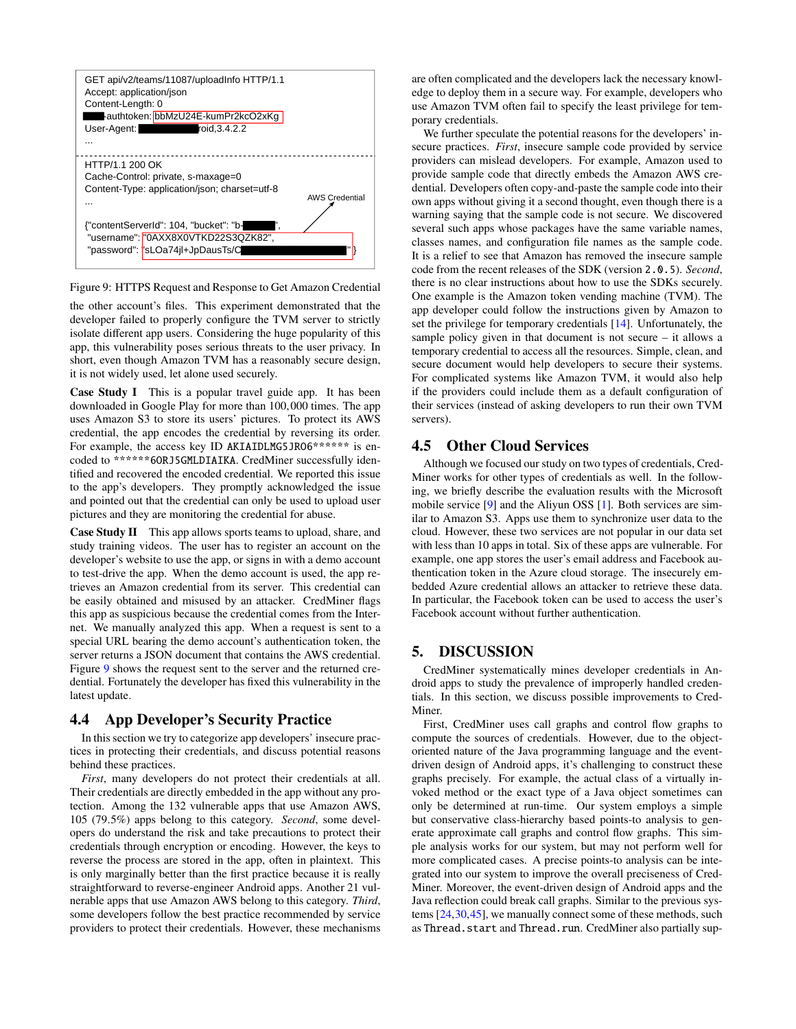```
GET api/v2/teams/11087/uploadInfo HTTP/1.1
Accept: application/json
Content-Length: 0
████-authtoken: bbMzU24E-kumPr2kcO2xKg
User-Agent: ██████████roid,3.4.2.2
...
--------------------------------------------------
HTTP/1.1 200 OK
Cache-Control: private, s-maxage=0
Content-Type: application/json; charset=utf-8
...                                        AWS Credential

{"contentServerId": 104, "bucket": "b-██████",
 "username": "0AXX8X0VTKD22S3QZK82",
 "password": "sLOa74jl+JpDausTs/C████████████████"}
```

Figure 9: HTTPS Request and Response to Get Amazon Credential

the other account's files. This experiment demonstrated that the developer failed to properly configure the TVM server to strictly isolate different app users. Considering the huge popularity of this app, this vulnerability poses serious threats to the user privacy. In short, even though Amazon TVM has a reasonably secure design, it is not widely used, let alone used securely.

**Case Study I** This is a popular travel guide app. It has been downloaded in Google Play for more than 100,000 times. The app uses Amazon S3 to store its users' pictures. To protect its AWS credential, the app encodes the credential by reversing its order. For example, the access key ID `AKIAIDLMG5JRO6******` is encoded to `******6ORJ5GMLDIAIKA`. CredMiner successfully identified and recovered the encoded credential. We reported this issue to the app's developers. They promptly acknowledged the issue and pointed out that the credential can only be used to upload user pictures and they are monitoring the credential for abuse.

**Case Study II** This app allows sports teams to upload, share, and study training videos. The user has to register an account on the developer's website to use the app, or signs in with a demo account to test-drive the app. When the demo account is used, the app retrieves an Amazon credential from its server. This credential can be easily obtained and misused by an attacker. CredMiner flags this app as suspicious because the credential comes from the Internet. We manually analyzed this app. When a request is sent to a special URL bearing the demo account's authentication token, the server returns a JSON document that contains the AWS credential. Figure 9 shows the request sent to the server and the returned credential. Fortunately the developer has fixed this vulnerability in the latest update.

## 4.4 App Developer's Security Practice

In this section we try to categorize app developers' insecure practices in protecting their credentials, and discuss potential reasons behind these practices.

*First*, many developers do not protect their credentials at all. Their credentials are directly embedded in the app without any protection. Among the 132 vulnerable apps that use Amazon AWS, 105 (79.5%) apps belong to this category. *Second*, some developers do understand the risk and take precautions to protect their credentials through encryption or encoding. However, the keys to reverse the process are stored in the app, often in plaintext. This is only marginally better than the first practice because it is really straightforward to reverse-engineer Android apps. Another 21 vulnerable apps that use Amazon AWS belong to this category. *Third*, some developers follow the best practice recommended by service providers to protect their credentials. However, these mechanisms are often complicated and the developers lack the necessary knowledge to deploy them in a secure way. For example, developers who use Amazon TVM often fail to specify the least privilege for temporary credentials.

We further speculate the potential reasons for the developers' insecure practices. *First*, insecure sample code provided by service providers can mislead developers. For example, Amazon used to provide sample code that directly embeds the Amazon AWS credential. Developers often copy-and-paste the sample code into their own apps without giving it a second thought, even though there is a warning saying that the sample code is not secure. We discovered several such apps whose packages have the same variable names, classes names, and configuration file names as the sample code. It is a relief to see that Amazon has removed the insecure sample code from the recent releases of the SDK (version `2.0.5`). *Second*, there is no clear instructions about how to use the SDKs securely. One example is the Amazon token vending machine (TVM). The app developer could follow the instructions given by Amazon to set the privilege for temporary credentials [14]. Unfortunately, the sample policy given in that document is not secure – it allows a temporary credential to access all the resources. Simple, clean, and secure document would help developers to secure their systems. For complicated systems like Amazon TVM, it would also help if the providers could include them as a default configuration of their services (instead of asking developers to run their own TVM servers).

## 4.5 Other Cloud Services

Although we focused our study on two types of credentials, CredMiner works for other types of credentials as well. In the following, we briefly describe the evaluation results with the Microsoft mobile service [9] and the Aliyun OSS [1]. Both services are similar to Amazon S3. Apps use them to synchronize user data to the cloud. However, these two services are not popular in our data set with less than 10 apps in total. Six of these apps are vulnerable. For example, one app stores the user's email address and Facebook authentication token in the Azure cloud storage. The insecurely embedded Azure credential allows an attacker to retrieve these data. In particular, the Facebook token can be used to access the user's Facebook account without further authentication.

# 5. DISCUSSION

CredMiner systematically mines developer credentials in Android apps to study the prevalence of improperly handled credentials. In this section, we discuss possible improvements to CredMiner.

First, CredMiner uses call graphs and control flow graphs to compute the sources of credentials. However, due to the object-oriented nature of the Java programming language and the event-driven design of Android apps, it's challenging to construct these graphs precisely. For example, the actual class of a virtually invoked method or the exact type of a Java object sometimes can only be determined at run-time. Our system employs a simple but conservative class-hierarchy based points-to analysis to generate approximate call graphs and control flow graphs. This simple analysis works for our system, but may not perform well for more complicated cases. A precise points-to analysis can be integrated into our system to improve the overall preciseness of CredMiner. Moreover, the event-driven design of Android apps and the Java reflection could break call graphs. Similar to the previous systems [24,30,45], we manually connect some of these methods, such as `Thread.start` and `Thread.run`. CredMiner also partially sup-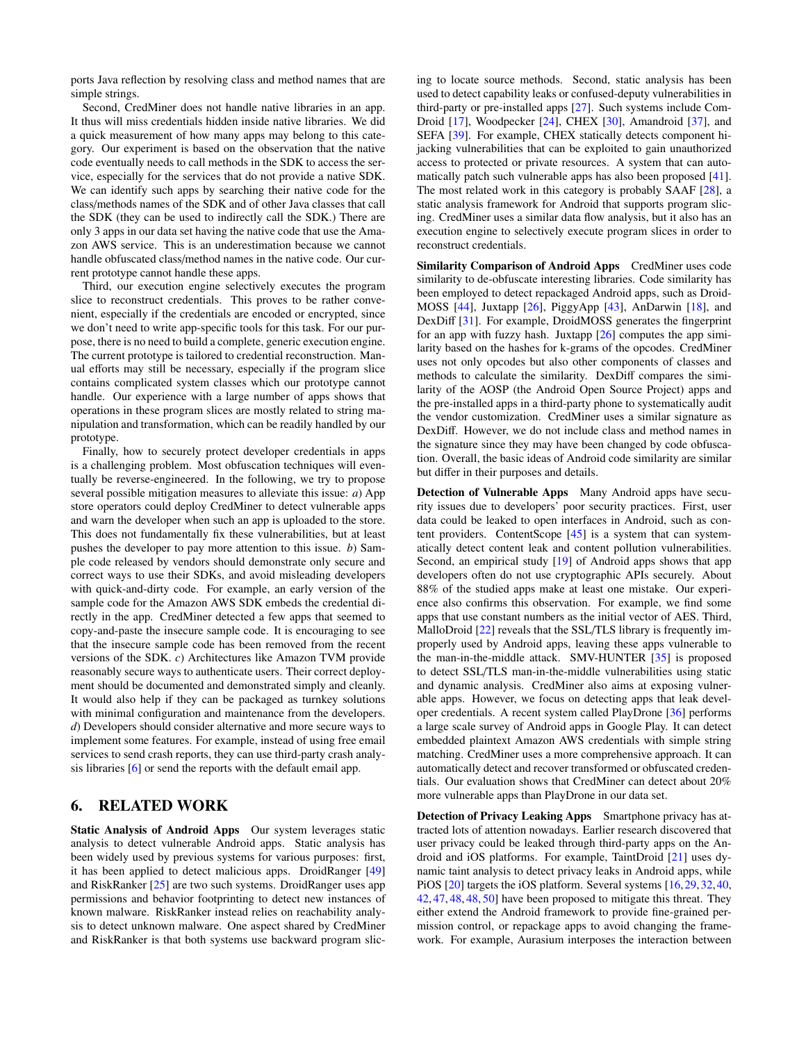ports Java reflection by resolving class and method names that are simple strings.

Second, CredMiner does not handle native libraries in an app. It thus will miss credentials hidden inside native libraries. We did a quick measurement of how many apps may belong to this category. Our experiment is based on the observation that the native code eventually needs to call methods in the SDK to access the service, especially for the services that do not provide a native SDK. We can identify such apps by searching their native code for the class/methods names of the SDK and of other Java classes that call the SDK (they can be used to indirectly call the SDK.) There are only 3 apps in our data set having the native code that use the Amazon AWS service. This is an underestimation because we cannot handle obfuscated class/method names in the native code. Our current prototype cannot handle these apps.

Third, our execution engine selectively executes the program slice to reconstruct credentials. This proves to be rather convenient, especially if the credentials are encoded or encrypted, since we don't need to write app-specific tools for this task. For our purpose, there is no need to build a complete, generic execution engine. The current prototype is tailored to credential reconstruction. Manual efforts may still be necessary, especially if the program slice contains complicated system classes which our prototype cannot handle. Our experience with a large number of apps shows that operations in these program slices are mostly related to string manipulation and transformation, which can be readily handled by our prototype.

Finally, how to securely protect developer credentials in apps is a challenging problem. Most obfuscation techniques will eventually be reverse-engineered. In the following, we try to propose several possible mitigation measures to alleviate this issue: *a*) App store operators could deploy CredMiner to detect vulnerable apps and warn the developer when such an app is uploaded to the store. This does not fundamentally fix these vulnerabilities, but at least pushes the developer to pay more attention to this issue. *b*) Sample code released by vendors should demonstrate only secure and correct ways to use their SDKs, and avoid misleading developers with quick-and-dirty code. For example, an early version of the sample code for the Amazon AWS SDK embeds the credential directly in the app. CredMiner detected a few apps that seemed to copy-and-paste the insecure sample code. It is encouraging to see that the insecure sample code has been removed from the recent versions of the SDK. *c*) Architectures like Amazon TVM provide reasonably secure ways to authenticate users. Their correct deployment should be documented and demonstrated simply and cleanly. It would also help if they can be packaged as turnkey solutions with minimal configuration and maintenance from the developers. *d*) Developers should consider alternative and more secure ways to implement some features. For example, instead of using free email services to send crash reports, they can use third-party crash analysis libraries [6] or send the reports with the default email app.

## 6. RELATED WORK

**Static Analysis of Android Apps** Our system leverages static analysis to detect vulnerable Android apps. Static analysis has been widely used by previous systems for various purposes: first, it has been applied to detect malicious apps. DroidRanger [49] and RiskRanker [25] are two such systems. DroidRanger uses app permissions and behavior footprinting to detect new instances of known malware. RiskRanker instead relies on reachability analysis to detect unknown malware. One aspect shared by CredMiner and RiskRanker is that both systems use backward program slicing to locate source methods. Second, static analysis has been used to detect capability leaks or confused-deputy vulnerabilities in third-party or pre-installed apps [27]. Such systems include ComDroid [17], Woodpecker [24], CHEX [30], Amandroid [37], and SEFA [39]. For example, CHEX statically detects component hijacking vulnerabilities that can be exploited to gain unauthorized access to protected or private resources. A system that can automatically patch such vulnerable apps has also been proposed [41]. The most related work in this category is probably SAAF [28], a static analysis framework for Android that supports program slicing. CredMiner uses a similar data flow analysis, but it also has an execution engine to selectively execute program slices in order to reconstruct credentials.

**Similarity Comparison of Android Apps** CredMiner uses code similarity to de-obfuscate interesting libraries. Code similarity has been employed to detect repackaged Android apps, such as DroidMOSS [44], Juxtapp [26], PiggyApp [43], AnDarwin [18], and DexDiff [31]. For example, DroidMOSS generates the fingerprint for an app with fuzzy hash. Juxtapp [26] computes the app similarity based on the hashes for k-grams of the opcodes. CredMiner uses not only opcodes but also other components of classes and methods to calculate the similarity. DexDiff compares the similarity of the AOSP (the Android Open Source Project) apps and the pre-installed apps in a third-party phone to systematically audit the vendor customization. CredMiner uses a similar signature as DexDiff. However, we do not include class and method names in the signature since they may have been changed by code obfuscation. Overall, the basic ideas of Android code similarity are similar but differ in their purposes and details.

**Detection of Vulnerable Apps** Many Android apps have security issues due to developers' poor security practices. First, user data could be leaked to open interfaces in Android, such as content providers. ContentScope [45] is a system that can systematically detect content leak and content pollution vulnerabilities. Second, an empirical study [19] of Android apps shows that app developers often do not use cryptographic APIs securely. About 88% of the studied apps make at least one mistake. Our experience also confirms this observation. For example, we find some apps that use constant numbers as the initial vector of AES. Third, MalloDroid [22] reveals that the SSL/TLS library is frequently improperly used by Android apps, leaving these apps vulnerable to the man-in-the-middle attack. SMV-HUNTER [35] is proposed to detect SSL/TLS man-in-the-middle vulnerabilities using static and dynamic analysis. CredMiner also aims at exposing vulnerable apps. However, we focus on detecting apps that leak developer credentials. A recent system called PlayDrone [36] performs a large scale survey of Android apps in Google Play. It can detect embedded plaintext Amazon AWS credentials with simple string matching. CredMiner uses a more comprehensive approach. It can automatically detect and recover transformed or obfuscated credentials. Our evaluation shows that CredMiner can detect about 20% more vulnerable apps than PlayDrone in our data set.

**Detection of Privacy Leaking Apps** Smartphone privacy has attracted lots of attention nowadays. Earlier research discovered that user privacy could be leaked through third-party apps on the Android and iOS platforms. For example, TaintDroid [21] uses dynamic taint analysis to detect privacy leaks in Android apps, while PiOS [20] targets the iOS platform. Several systems [16, 29, 32, 40, 42, 47, 48, 48, 50] have been proposed to mitigate this threat. They either extend the Android framework to provide fine-grained permission control, or repackage apps to avoid changing the framework. For example, Aurasium interposes the interaction between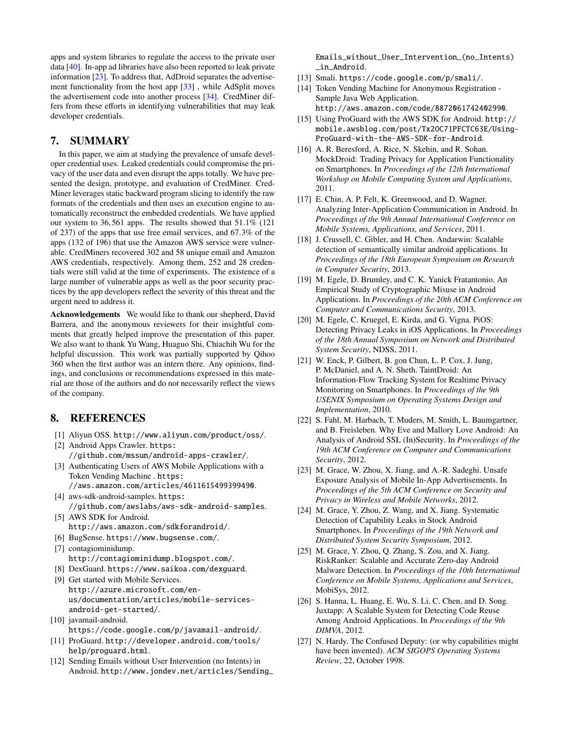apps and system libraries to regulate the access to the private user data [40]. In-app ad libraries have also been reported to leak private information [23]. To address that, AdDroid separates the advertisement functionality from the host app [33] , while AdSplit moves the advertisement code into another process [34]. CredMiner differs from these efforts in identifying vulnerabilities that may leak developer credentials.

# 7. SUMMARY

In this paper, we aim at studying the prevalence of unsafe developer credential uses. Leaked credentials could compromise the privacy of the user data and even disrupt the apps totally. We have presented the design, prototype, and evaluation of CredMiner. CredMiner leverages static backward program slicing to identify the raw formats of the credentials and then uses an execution engine to automatically reconstruct the embedded credentials. We have applied our system to 36,561 apps. The results showed that 51.1% (121 of 237) of the apps that use free email services, and 67.3% of the apps (132 of 196) that use the Amazon AWS service were vulnerable. CredMiners recovered 302 and 58 unique email and Amazon AWS credentials, respectively. Among them, 252 and 28 credentials were still valid at the time of experiments. The existence of a large number of vulnerable apps as well as the poor security practices by the app developers reflect the severity of this threat and the urgent need to address it.

**Acknowledgements** We would like to thank our shepherd, David Barrera, and the anonymous reviewers for their insightful comments that greatly helped improve the presentation of this paper. We also want to thank Yu Wang, Huaguo Shi, Chiachih Wu for the helpful discussion. This work was partially supported by Qihoo 360 when the first author was an intern there. Any opinions, findings, and conclusions or recommendations expressed in this material are those of the authors and do not necessarily reflect the views of the company.

# 8. REFERENCES

[1] Aliyun OSS. http://www.aliyun.com/product/oss/.

[2] Android Apps Crawler. https://github.com/mssun/android-apps-crawler/.

[3] Authenticating Users of AWS Mobile Applications with a Token Vending Machine . https://aws.amazon.com/articles/4611615499399490.

[4] aws-sdk-android-samples. https://github.com/awslabs/aws-sdk-android-samples.

[5] AWS SDK for Android. http://aws.amazon.com/sdkforandroid/.

[6] BugSense. https://www.bugsense.com/.

[7] contagiominidump. http://contagiominidump.blogspot.com/.

[8] DexGuard. https://www.saikoa.com/dexguard.

[9] Get started with Mobile Services. http://azure.microsoft.com/en-us/documentation/articles/mobile-services-android-get-started/.

[10] javamail-android. https://code.google.com/p/javamail-android/.

[11] ProGuard. http://developer.android.com/tools/help/proguard.html.

[12] Sending Emails without User Intervention (no Intents) in Android. http://www.jondev.net/articles/Sending_Emails_without_User_Intervention_(no_Intents)_in_Android.

[13] Smali. https://code.google.com/p/smali/.

[14] Token Vending Machine for Anonymous Registration - Sample Java Web Application. http://aws.amazon.com/code/8872061742402990.

[15] Using ProGuard with the AWS SDK for Android. http://mobile.awsblog.com/post/Tx2OC71PFCTC63E/Using-ProGuard-with-the-AWS-SDK-for-Android.

[16] A. R. Beresford, A. Rice, N. Skehin, and R. Sohan. MockDroid: Trading Privacy for Application Functionality on Smartphones. In *Proceedings of the 12th International Workshop on Mobile Computing System and Applications*, 2011.

[17] E. Chin, A. P. Felt, K. Greenwood, and D. Wagner. Analyzing Inter-Application Communication in Android. In *Proceedings of the 9th Annual International Conference on Mobile Systems, Applications, and Services*, 2011.

[18] J. Crussell, C. Gibler, and H. Chen. Andarwin: Scalable detection of semantically similar android applications. In *Proceedings of the 18th European Symposium on Research in Computer Security*, 2013.

[19] M. Egele, D. Brumley, and C. K. Yanick Fratantonio. An Empirical Study of Cryptographic Misuse in Android Applications. In *Proceedings of the 20th ACM Conference on Computer and Communications Security*, 2013.

[20] M. Egele, C. Kruegel, E. Kirda, and G. Vigna. PiOS: Detecting Privacy Leaks in iOS Applications. In *Proceedings of the 18th Annual Symposium on Network and Distributed System Security*, NDSS, 2011.

[21] W. Enck, P. Gilbert, B. gon Chun, L. P. Cox, J. Jung, P. McDaniel, and A. N. Sheth. TaintDroid: An Information-Flow Tracking System for Realtime Privacy Monitoring on Smartphones. In *Proceedings of the 9th USENIX Symposium on Operating Systems Design and Implementation*, 2010.

[22] S. Fahl, M. Harbach, T. Muders, M. Smith, L. Baumgartner, and B. Freisleben. Why Eve and Mallory Love Android: An Analysis of Android SSL (In)Security. In *Proceedings of the 19th ACM Conference on Computer and Communications Security*, 2012.

[23] M. Grace, W. Zhou, X. Jiang, and A.-R. Sadeghi. Unsafe Exposure Analysis of Mobile In-App Advertisements. In *Proceedings of the 5th ACM Conference on Security and Privacy in Wireless and Mobile Networks*, 2012.

[24] M. Grace, Y. Zhou, Z. Wang, and X. Jiang. Systematic Detection of Capability Leaks in Stock Android Smartphones. In *Proceedings of the 19th Network and Distributed System Security Symposium*, 2012.

[25] M. Grace, Y. Zhou, Q. Zhang, S. Zou, and X. Jiang. RiskRanker: Scalable and Accurate Zero-day Android Malware Detection. In *Proceedings of the 10th International Conference on Mobile Systems, Applications and Services*, MobiSys, 2012.

[26] S. Hanna, L. Huang, E. Wu, S. Li, C. Chen, and D. Song. Juxtapp: A Scalable System for Detecting Code Reuse Among Android Applications. In *Proceedings of the 9th DIMVA*, 2012.

[27] N. Hardy. The Confused Deputy: (or why capabilities might have been invented). *ACM SIGOPS Operating Systems Review*, 22, October 1998.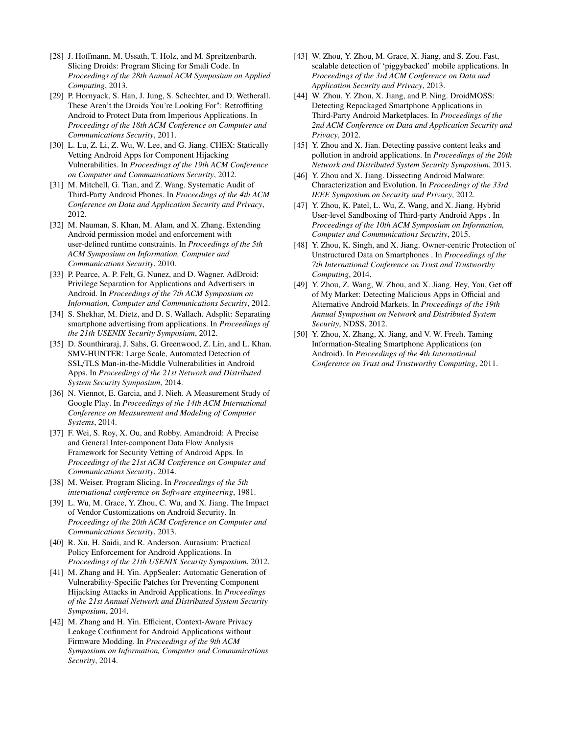[28] J. Hoffmann, M. Ussath, T. Holz, and M. Spreitzenbarth. Slicing Droids: Program Slicing for Smali Code. In *Proceedings of the 28th Annual ACM Symposium on Applied Computing*, 2013.

[29] P. Hornyack, S. Han, J. Jung, S. Schechter, and D. Wetherall. These Aren't the Droids You're Looking For": Retroffiting Android to Protect Data from Imperious Applications. In *Proceedings of the 18th ACM Conference on Computer and Communications Security*, 2011.

[30] L. Lu, Z. Li, Z. Wu, W. Lee, and G. Jiang. CHEX: Statically Vetting Android Apps for Component Hijacking Vulnerabilities. In *Proceedings of the 19th ACM Conference on Computer and Communications Security*, 2012.

[31] M. Mitchell, G. Tian, and Z. Wang. Systematic Audit of Third-Party Android Phones. In *Proceedings of the 4th ACM Conference on Data and Application Security and Privacy*, 2012.

[32] M. Nauman, S. Khan, M. Alam, and X. Zhang. Extending Android permission model and enforcement with user-defined runtime constraints. In *Proceedings of the 5th ACM Symposium on Information, Computer and Communications Security*, 2010.

[33] P. Pearce, A. P. Felt, G. Nunez, and D. Wagner. AdDroid: Privilege Separation for Applications and Advertisers in Android. In *Proceedings of the 7th ACM Symposium on Information, Computer and Communications Security*, 2012.

[34] S. Shekhar, M. Dietz, and D. S. Wallach. Adsplit: Separating smartphone advertising from applications. In *Proceedings of the 21th USENIX Security Symposium*, 2012.

[35] D. Sounthiraraj, J. Sahs, G. Greenwood, Z. Lin, and L. Khan. SMV-HUNTER: Large Scale, Automated Detection of SSL/TLS Man-in-the-Middle Vulnerabilities in Android Apps. In *Proceedings of the 21st Network and Distributed System Security Symposium*, 2014.

[36] N. Viennot, E. Garcia, and J. Nieh. A Measurement Study of Google Play. In *Proceedings of the 14th ACM International Conference on Measurement and Modeling of Computer Systems*, 2014.

[37] F. Wei, S. Roy, X. Ou, and Robby. Amandroid: A Precise and General Inter-component Data Flow Analysis Framework for Security Vetting of Android Apps. In *Proceedings of the 21st ACM Conference on Computer and Communications Security*, 2014.

[38] M. Weiser. Program Slicing. In *Proceedings of the 5th international conference on Software engineering*, 1981.

[39] L. Wu, M. Grace, Y. Zhou, C. Wu, and X. Jiang. The Impact of Vendor Customizations on Android Security. In *Proceedings of the 20th ACM Conference on Computer and Communications Security*, 2013.

[40] R. Xu, H. Saidi, and R. Anderson. Aurasium: Practical Policy Enforcement for Android Applications. In *Proceedings of the 21th USENIX Security Symposium*, 2012.

[41] M. Zhang and H. Yin. AppSealer: Automatic Generation of Vulnerability-Specific Patches for Preventing Component Hijacking Attacks in Android Applications. In *Proceedings of the 21st Annual Network and Distributed System Security Symposium*, 2014.

[42] M. Zhang and H. Yin. Efficient, Context-Aware Privacy Leakage Confinment for Android Applications without Firmware Modding. In *Proceedings of the 9th ACM Symposium on Information, Computer and Communications Security*, 2014.

[43] W. Zhou, Y. Zhou, M. Grace, X. Jiang, and S. Zou. Fast, scalable detection of 'piggybacked' mobile applications. In *Proceedings of the 3rd ACM Conference on Data and Application Security and Privacy*, 2013.

[44] W. Zhou, Y. Zhou, X. Jiang, and P. Ning. DroidMOSS: Detecting Repackaged Smartphone Applications in Third-Party Android Marketplaces. In *Proceedings of the 2nd ACM Conference on Data and Application Security and Privacy*, 2012.

[45] Y. Zhou and X. Jian. Detecting passive content leaks and pollution in android applications. In *Proceedings of the 20th Network and Distributed System Security Symposium*, 2013.

[46] Y. Zhou and X. Jiang. Dissecting Android Malware: Characterization and Evolution. In *Proceedings of the 33rd IEEE Symposium on Security and Privacy*, 2012.

[47] Y. Zhou, K. Patel, L. Wu, Z. Wang, and X. Jiang. Hybrid User-level Sandboxing of Third-party Android Apps . In *Proceedings of the 10th ACM Symposium on Information, Computer and Communications Security*, 2015.

[48] Y. Zhou, K. Singh, and X. Jiang. Owner-centric Protection of Unstructured Data on Smartphones . In *Proceedings of the 7th International Conference on Trust and Trustworthy Computing*, 2014.

[49] Y. Zhou, Z. Wang, W. Zhou, and X. Jiang. Hey, You, Get off of My Market: Detecting Malicious Apps in Official and Alternative Android Markets. In *Proceedings of the 19th Annual Symposium on Network and Distributed System Security*, NDSS, 2012.

[50] Y. Zhou, X. Zhang, X. Jiang, and V. W. Freeh. Taming Information-Stealing Smartphone Applications (on Android). In *Proceedings of the 4th International Conference on Trust and Trustworthy Computing*, 2011.